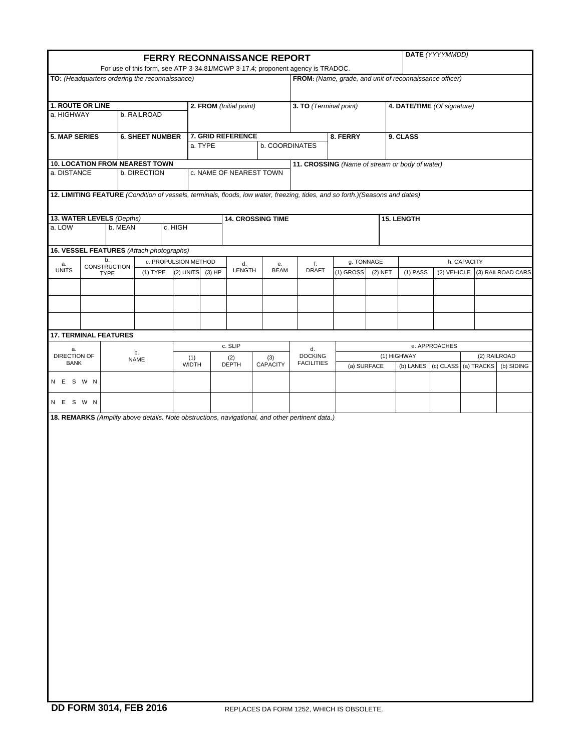# FERRY RECONNAISSANCE REPORT

For use of this form, see ATP 3-34.81/MCWP 3-17.4; proponent agency is TRADOC.

**DATE** *(YYYYMMDD)*

**TO:** *(Headquarters ordering the reconnaissance)*

**FROM:** *(Name, grade, and unit of reconnaissance officer)*

| **1. ROUTE OR LINE** | | **2. FROM** *(Initial point)* | **3. TO** *(Terminal point)* | **4. DATE/TIME** *(Of signature)* |
|---|---|---|---|---|
| a. HIGHWAY | b. RAILROAD | | | |

| **5. MAP SERIES** | **6. SHEET NUMBER** | **7. GRID REFERENCE** | | **8. FERRY** | **9. CLASS** |
|---|---|---|---|---|---|
| | | a. TYPE | b. COORDINATES | | |

| **10. LOCATION FROM NEAREST TOWN** | | | **11. CROSSING** *(Name of stream or body of water)* |
|---|---|---|---|
| a. DISTANCE | b. DIRECTION | c. NAME OF NEAREST TOWN | |

**12. LIMITING FEATURE** *(Condition of vessels, terminals, floods, low water, freezing, tides, and so forth.)(Seasons and dates)*

| **13. WATER LEVELS** *(Depths)* | | | **14. CROSSING TIME** | **15. LENGTH** |
|---|---|---|---|---|
| a. LOW | b. MEAN | c. HIGH | | |

**16. VESSEL FEATURES** *(Attach photographs)*

| a. UNITS | b. CONSTRUCTION TYPE | c. PROPULSION METHOD | | | d. LENGTH | e. BEAM | f. DRAFT | g. TONNAGE | | h. CAPACITY | | |
|---|---|---|---|---|---|---|---|---|---|---|---|---|
| | | (1) TYPE | (2) UNITS | (3) HP | | | | (1) GROSS | (2) NET | (1) PASS | (2) VEHICLE | (3) RAILROAD CARS |
| | | | | | | | | | | | | |
| | | | | | | | | | | | | |
| | | | | | | | | | | | | |

**17. TERMINAL FEATURES**

| a. DIRECTION OF BANK | b. NAME | c. SLIP | | | d. DOCKING FACILITIES | e. APPROACHES | | | | |
|---|---|---|---|---|---|---|---|---|---|---|
| | | | | | | (1) HIGHWAY | | | (2) RAILROAD | |
| | | (1) WIDTH | (2) DEPTH | (3) CAPACITY | | (a) SURFACE | (b) LANES | (c) CLASS | (a) TRACKS | (b) SIDING |
| N E S W N | | | | | | | | | | |
| N E S W N | | | | | | | | | | |

**18. REMARKS** *(Amplify above details. Note obstructions, navigational, and other pertinent data.)*

**DD FORM 3014, FEB 2016** REPLACES DA FORM 1252, WHICH IS OBSOLETE.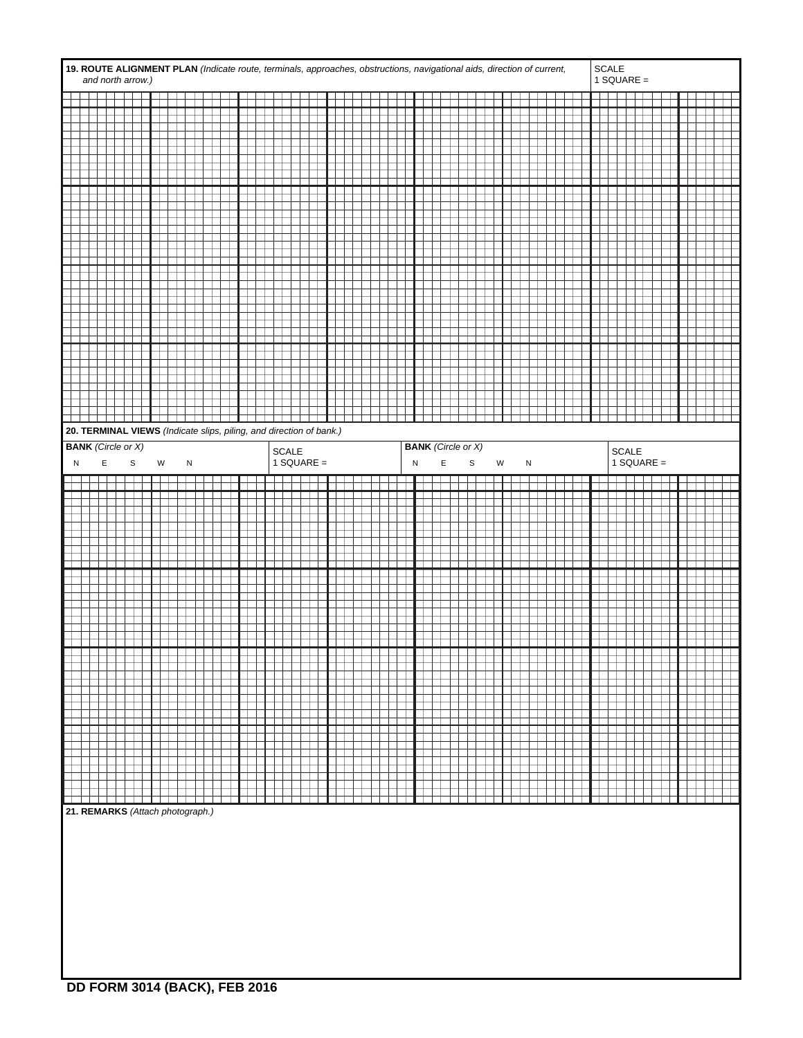**19. ROUTE ALIGNMENT PLAN** *(Indicate route, terminals, approaches, obstructions, navigational aids, direction of current, and north arrow.)*

SCALE
1 SQUARE =

**20. TERMINAL VIEWS** *(Indicate slips, piling, and direction of bank.)*

**BANK** *(Circle or X)*

N E S W N

SCALE
1 SQUARE =

**BANK** *(Circle or X)*

N E S W N

SCALE
1 SQUARE =

**21. REMARKS** *(Attach photograph.)*

**DD FORM 3014 (BACK), FEB 2016**